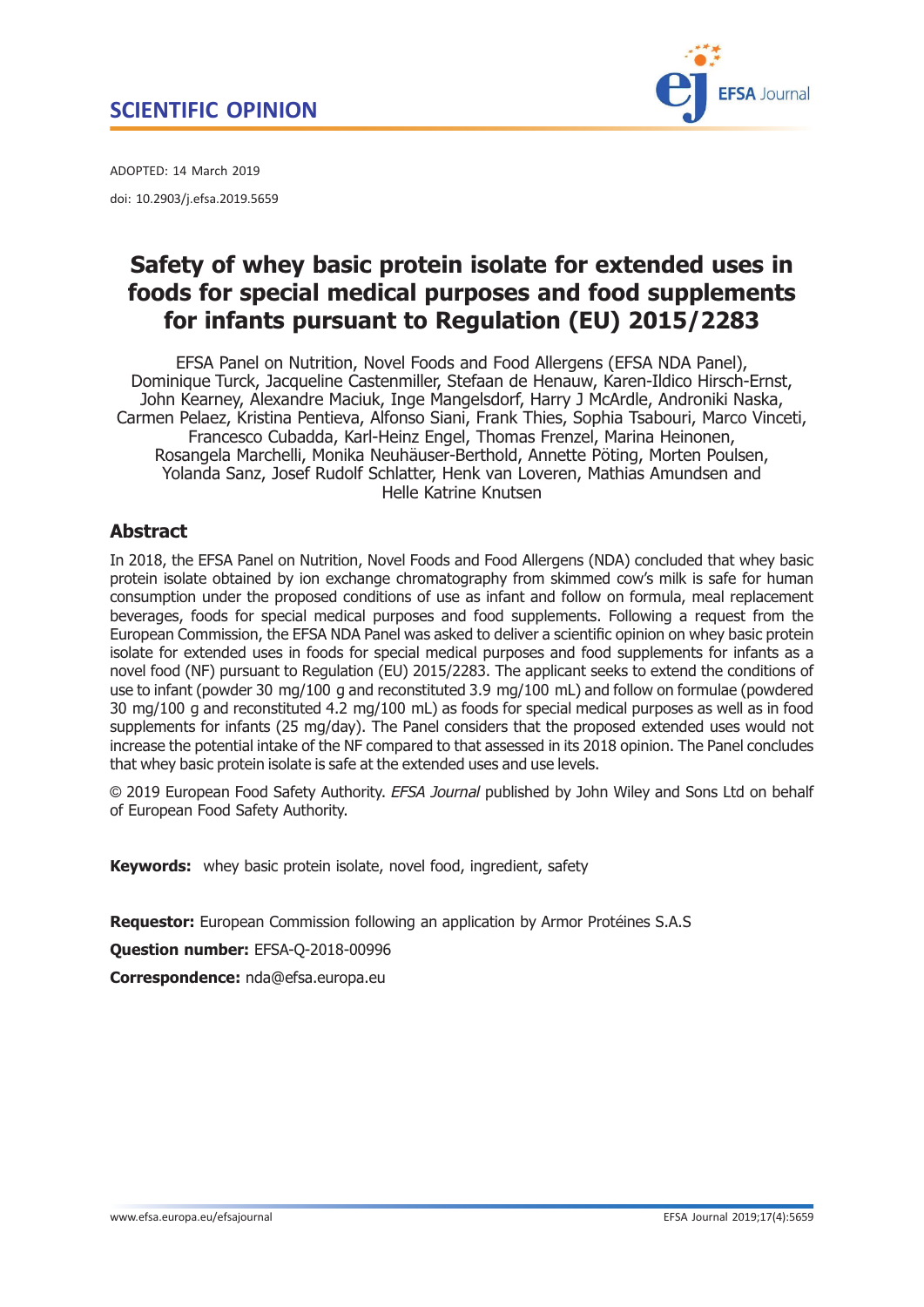**SCIENTIFIC OPINION**

ADOPTED: 14 March 2019

doi: 10.2903/j.efsa.2019.5659

# Safety of whey basic protein isolate for extended uses in foods for special medical purposes and food supplements for infants pursuant to Regulation (EU) 2015/2283

EFSA Panel on Nutrition, Novel Foods and Food Allergens (EFSA NDA Panel), Dominique Turck, Jacqueline Castenmiller, Stefaan de Henauw, Karen-Ildico Hirsch-Ernst, John Kearney, Alexandre Maciuk, Inge Mangelsdorf, Harry J McArdle, Androniki Naska, Carmen Pelaez, Kristina Pentieva, Alfonso Siani, Frank Thies, Sophia Tsabouri, Marco Vinceti, Francesco Cubadda, Karl-Heinz Engel, Thomas Frenzel, Marina Heinonen, Rosangela Marchelli, Monika Neuhäuser-Berthold, Annette Pöting, Morten Poulsen, Yolanda Sanz, Josef Rudolf Schlatter, Henk van Loveren, Mathias Amundsen and Helle Katrine Knutsen

## Abstract

In 2018, the EFSA Panel on Nutrition, Novel Foods and Food Allergens (NDA) concluded that whey basic protein isolate obtained by ion exchange chromatography from skimmed cow's milk is safe for human consumption under the proposed conditions of use as infant and follow on formula, meal replacement beverages, foods for special medical purposes and food supplements. Following a request from the European Commission, the EFSA NDA Panel was asked to deliver a scientific opinion on whey basic protein isolate for extended uses in foods for special medical purposes and food supplements for infants as a novel food (NF) pursuant to Regulation (EU) 2015/2283. The applicant seeks to extend the conditions of use to infant (powder 30 mg/100 g and reconstituted 3.9 mg/100 mL) and follow on formulae (powdered 30 mg/100 g and reconstituted 4.2 mg/100 mL) as foods for special medical purposes as well as in food supplements for infants (25 mg/day). The Panel considers that the proposed extended uses would not increase the potential intake of the NF compared to that assessed in its 2018 opinion. The Panel concludes that whey basic protein isolate is safe at the extended uses and use levels.

© 2019 European Food Safety Authority. *EFSA Journal* published by John Wiley and Sons Ltd on behalf of European Food Safety Authority.

**Keywords:** whey basic protein isolate, novel food, ingredient, safety

**Requestor:** European Commission following an application by Armor Protéines S.A.S

**Question number:** EFSA-Q-2018-00996

**Correspondence:** nda@efsa.europa.eu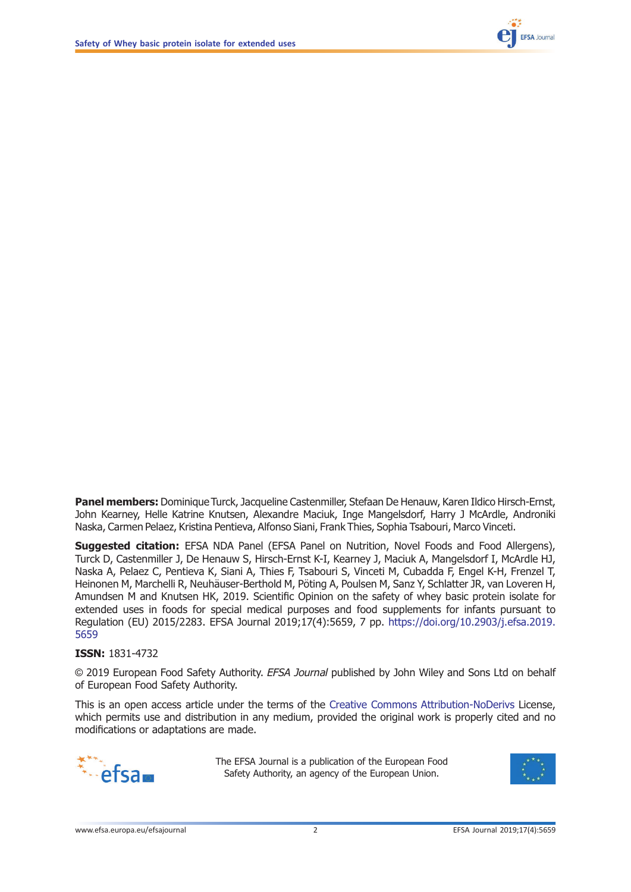**Panel members:** Dominique Turck, Jacqueline Castenmiller, Stefaan De Henauw, Karen Ildico Hirsch-Ernst, John Kearney, Helle Katrine Knutsen, Alexandre Maciuk, Inge Mangelsdorf, Harry J McArdle, Androniki Naska, Carmen Pelaez, Kristina Pentieva, Alfonso Siani, Frank Thies, Sophia Tsabouri, Marco Vinceti.

**Suggested citation:** EFSA NDA Panel (EFSA Panel on Nutrition, Novel Foods and Food Allergens), Turck D, Castenmiller J, De Henauw S, Hirsch-Ernst K-I, Kearney J, Maciuk A, Mangelsdorf I, McArdle HJ, Naska A, Pelaez C, Pentieva K, Siani A, Thies F, Tsabouri S, Vinceti M, Cubadda F, Engel K-H, Frenzel T, Heinonen M, Marchelli R, Neuhäuser-Berthold M, Pöting A, Poulsen M, Sanz Y, Schlatter JR, van Loveren H, Amundsen M and Knutsen HK, 2019. Scientific Opinion on the safety of whey basic protein isolate for extended uses in foods for special medical purposes and food supplements for infants pursuant to Regulation (EU) 2015/2283. EFSA Journal 2019;17(4):5659, 7 pp. https://doi.org/10.2903/j.efsa.2019.5659

**ISSN:** 1831-4732

© 2019 European Food Safety Authority. *EFSA Journal* published by John Wiley and Sons Ltd on behalf of European Food Safety Authority.

This is an open access article under the terms of the Creative Commons Attribution-NoDerivs License, which permits use and distribution in any medium, provided the original work is properly cited and no modifications or adaptations are made.

The EFSA Journal is a publication of the European Food Safety Authority, an agency of the European Union.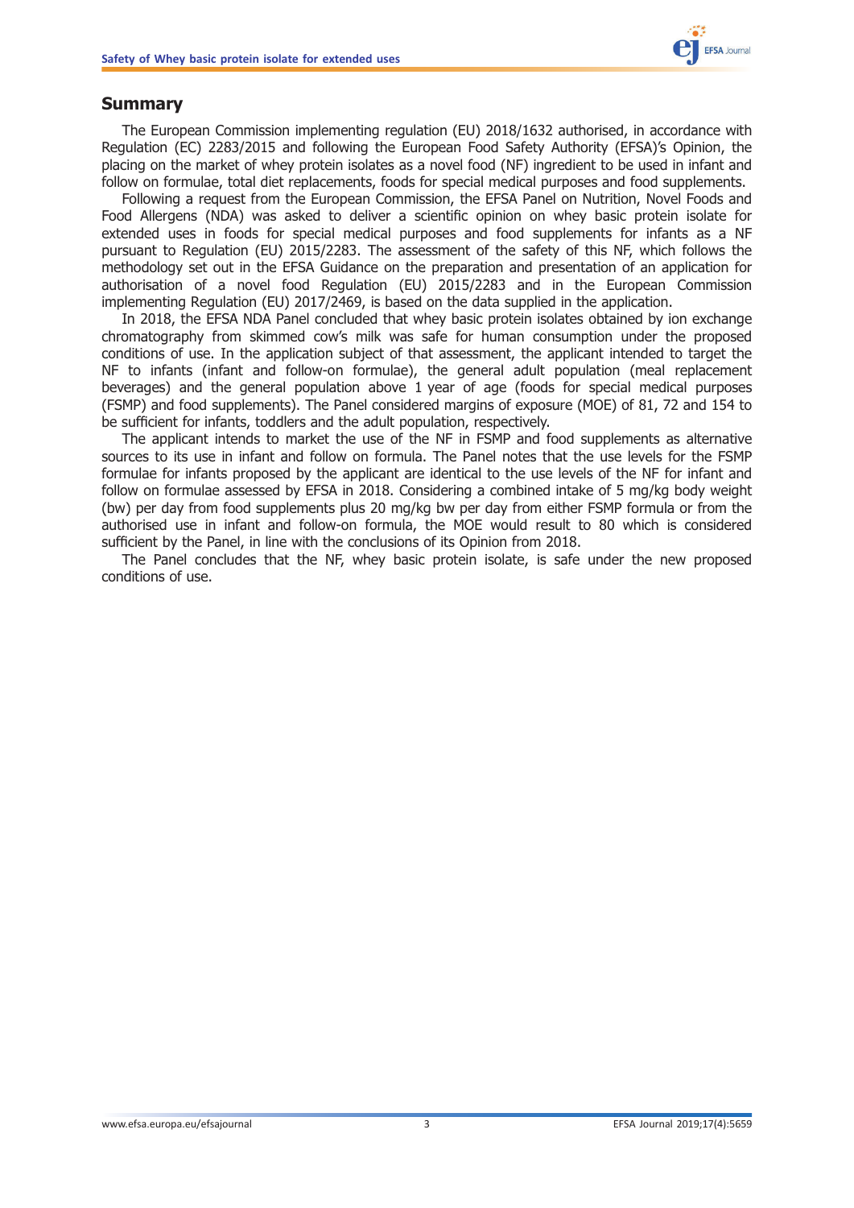## Summary

The European Commission implementing regulation (EU) 2018/1632 authorised, in accordance with Regulation (EC) 2283/2015 and following the European Food Safety Authority (EFSA)'s Opinion, the placing on the market of whey protein isolates as a novel food (NF) ingredient to be used in infant and follow on formulae, total diet replacements, foods for special medical purposes and food supplements.

Following a request from the European Commission, the EFSA Panel on Nutrition, Novel Foods and Food Allergens (NDA) was asked to deliver a scientific opinion on whey basic protein isolate for extended uses in foods for special medical purposes and food supplements for infants as a NF pursuant to Regulation (EU) 2015/2283. The assessment of the safety of this NF, which follows the methodology set out in the EFSA Guidance on the preparation and presentation of an application for authorisation of a novel food Regulation (EU) 2015/2283 and in the European Commission implementing Regulation (EU) 2017/2469, is based on the data supplied in the application.

In 2018, the EFSA NDA Panel concluded that whey basic protein isolates obtained by ion exchange chromatography from skimmed cow's milk was safe for human consumption under the proposed conditions of use. In the application subject of that assessment, the applicant intended to target the NF to infants (infant and follow-on formulae), the general adult population (meal replacement beverages) and the general population above 1 year of age (foods for special medical purposes (FSMP) and food supplements). The Panel considered margins of exposure (MOE) of 81, 72 and 154 to be sufficient for infants, toddlers and the adult population, respectively.

The applicant intends to market the use of the NF in FSMP and food supplements as alternative sources to its use in infant and follow on formula. The Panel notes that the use levels for the FSMP formulae for infants proposed by the applicant are identical to the use levels of the NF for infant and follow on formulae assessed by EFSA in 2018. Considering a combined intake of 5 mg/kg body weight (bw) per day from food supplements plus 20 mg/kg bw per day from either FSMP formula or from the authorised use in infant and follow-on formula, the MOE would result to 80 which is considered sufficient by the Panel, in line with the conclusions of its Opinion from 2018.

The Panel concludes that the NF, whey basic protein isolate, is safe under the new proposed conditions of use.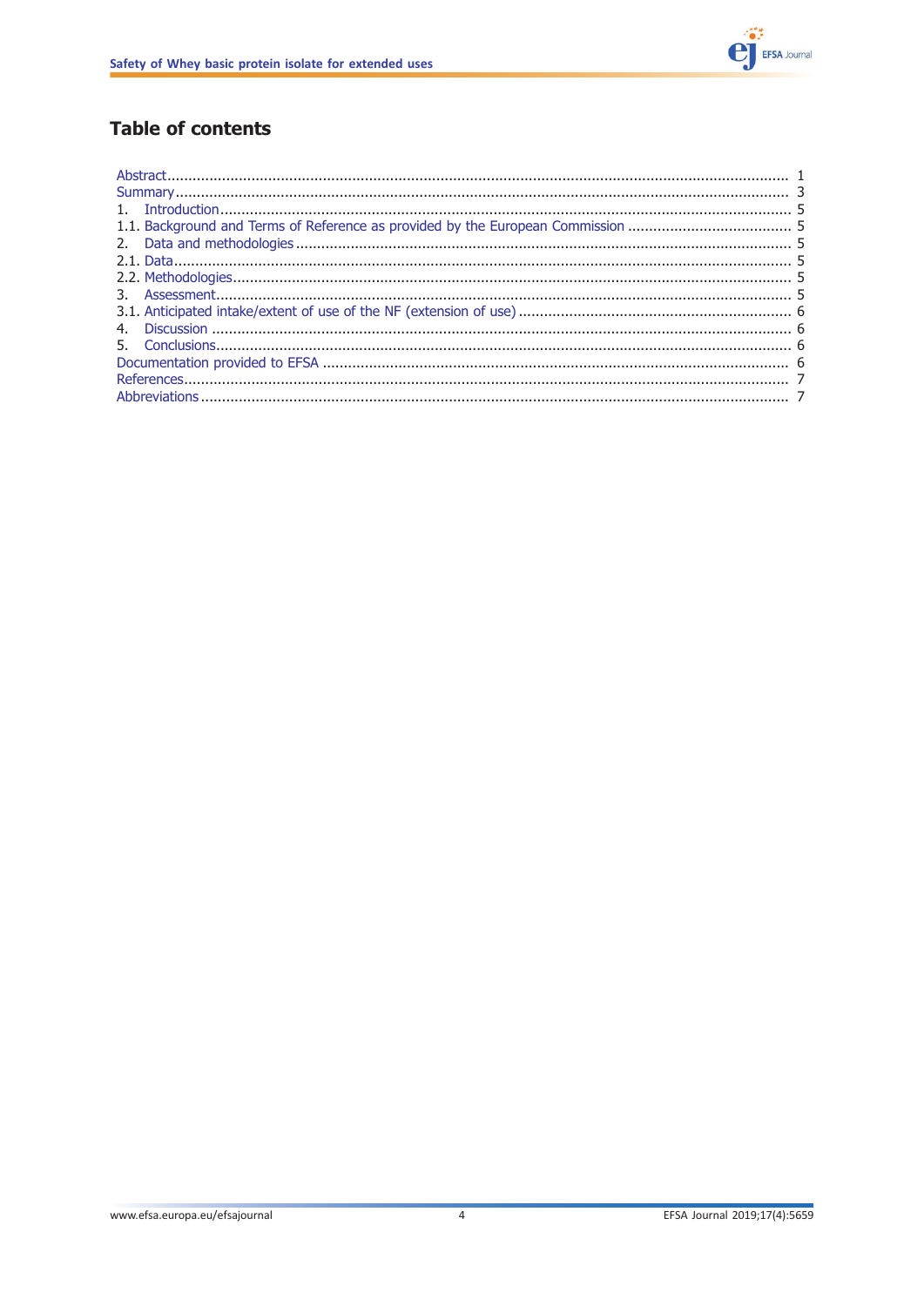## Table of contents

Abstract ................................................................................................................................................ 1
Summary ............................................................................................................................................. 3
1. Introduction ...................................................................................................................................... 5
1.1. Background and Terms of Reference as provided by the European Commission ....................................... 5
2. Data and methodologies ..................................................................................................................... 5
2.1. Data ................................................................................................................................................ 5
2.2. Methodologies .................................................................................................................................. 5
3. Assessment ...................................................................................................................................... 5
3.1. Anticipated intake/extent of use of the NF (extension of use) ................................................................. 6
4. Discussion ........................................................................................................................................ 6
5. Conclusions ...................................................................................................................................... 6
Documentation provided to EFSA ............................................................................................................. 6
References ............................................................................................................................................ 7
Abbreviations ......................................................................................................................................... 7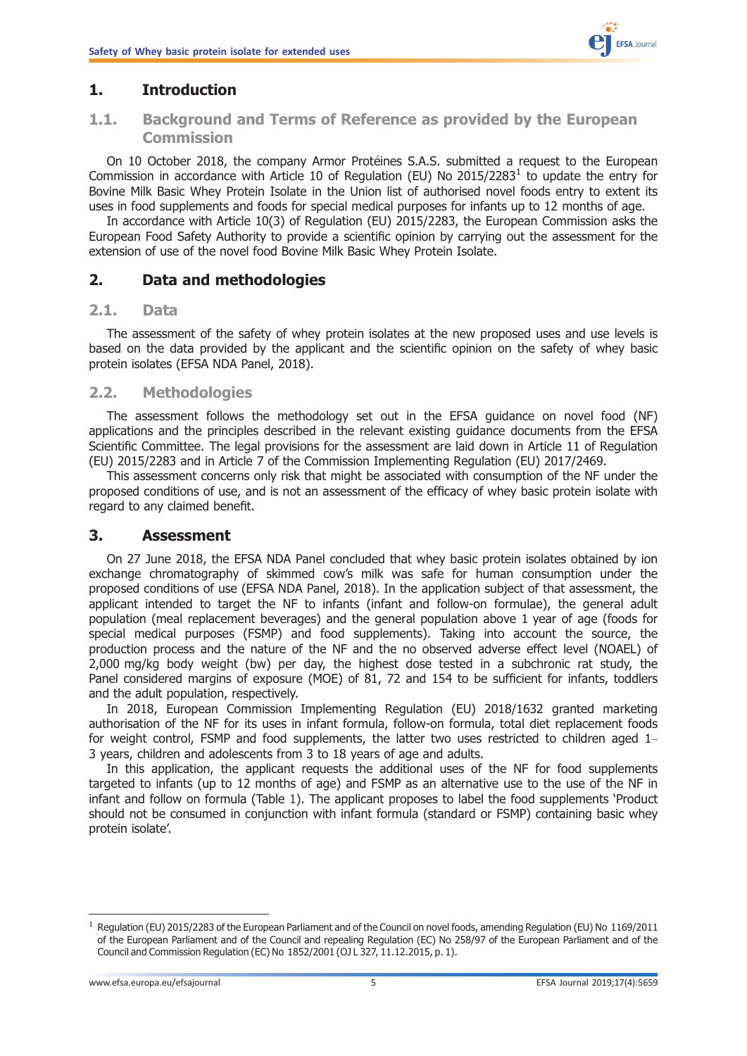# 1. Introduction

## 1.1. Background and Terms of Reference as provided by the European Commission

On 10 October 2018, the company Armor Protéines S.A.S. submitted a request to the European Commission in accordance with Article 10 of Regulation (EU) No 2015/2283[1] to update the entry for Bovine Milk Basic Whey Protein Isolate in the Union list of authorised novel foods entry to extent its uses in food supplements and foods for special medical purposes for infants up to 12 months of age.

In accordance with Article 10(3) of Regulation (EU) 2015/2283, the European Commission asks the European Food Safety Authority to provide a scientific opinion by carrying out the assessment for the extension of use of the novel food Bovine Milk Basic Whey Protein Isolate.

# 2. Data and methodologies

## 2.1. Data

The assessment of the safety of whey protein isolates at the new proposed uses and use levels is based on the data provided by the applicant and the scientific opinion on the safety of whey basic protein isolates (EFSA NDA Panel, 2018).

## 2.2. Methodologies

The assessment follows the methodology set out in the EFSA guidance on novel food (NF) applications and the principles described in the relevant existing guidance documents from the EFSA Scientific Committee. The legal provisions for the assessment are laid down in Article 11 of Regulation (EU) 2015/2283 and in Article 7 of the Commission Implementing Regulation (EU) 2017/2469.

This assessment concerns only risk that might be associated with consumption of the NF under the proposed conditions of use, and is not an assessment of the efficacy of whey basic protein isolate with regard to any claimed benefit.

# 3. Assessment

On 27 June 2018, the EFSA NDA Panel concluded that whey basic protein isolates obtained by ion exchange chromatography of skimmed cow's milk was safe for human consumption under the proposed conditions of use (EFSA NDA Panel, 2018). In the application subject of that assessment, the applicant intended to target the NF to infants (infant and follow-on formulae), the general adult population (meal replacement beverages) and the general population above 1 year of age (foods for special medical purposes (FSMP) and food supplements). Taking into account the source, the production process and the nature of the NF and the no observed adverse effect level (NOAEL) of 2,000 mg/kg body weight (bw) per day, the highest dose tested in a subchronic rat study, the Panel considered margins of exposure (MOE) of 81, 72 and 154 to be sufficient for infants, toddlers and the adult population, respectively.

In 2018, European Commission Implementing Regulation (EU) 2018/1632 granted marketing authorisation of the NF for its uses in infant formula, follow-on formula, total diet replacement foods for weight control, FSMP and food supplements, the latter two uses restricted to children aged 1–3 years, children and adolescents from 3 to 18 years of age and adults.

In this application, the applicant requests the additional uses of the NF for food supplements targeted to infants (up to 12 months of age) and FSMP as an alternative use to the use of the NF in infant and follow on formula (Table 1). The applicant proposes to label the food supplements 'Product should not be consumed in conjunction with infant formula (standard or FSMP) containing basic whey protein isolate'.

---

[1] Regulation (EU) 2015/2283 of the European Parliament and of the Council on novel foods, amending Regulation (EU) No 1169/2011 of the European Parliament and of the Council and repealing Regulation (EC) No 258/97 of the European Parliament and of the Council and Commission Regulation (EC) No 1852/2001 (OJ L 327, 11.12.2015, p. 1).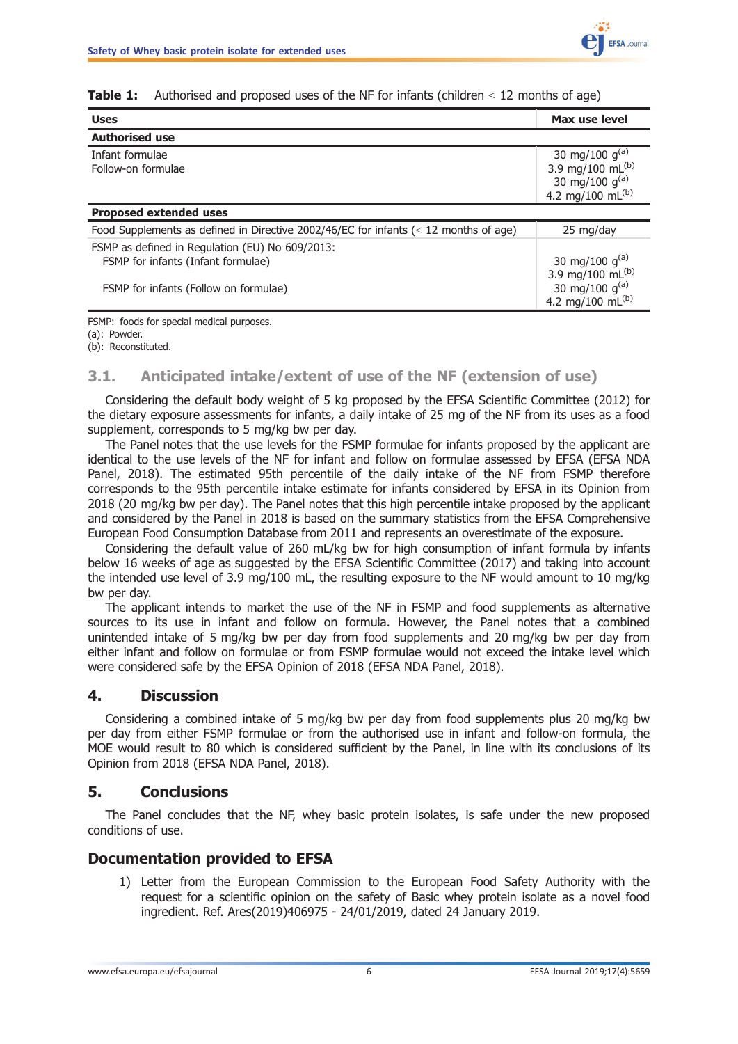**Table 1:** Authorised and proposed uses of the NF for infants (children < 12 months of age)

| Uses | Max use level |
|---|---|
| **Authorised use** | |
| Infant formulae | 30 mg/100 g[(a)] <br> 3.9 mg/100 mL[(b)] |
| Follow-on formulae | 30 mg/100 g[(a)] <br> 4.2 mg/100 mL[(b)] |
| **Proposed extended uses** | |
| Food Supplements as defined in Directive 2002/46/EC for infants (< 12 months of age) | 25 mg/day |
| FSMP as defined in Regulation (EU) No 609/2013: | |
| FSMP for infants (Infant formulae) | 30 mg/100 g[(a)] <br> 3.9 mg/100 mL[(b)] |
| FSMP for infants (Follow on formulae) | 30 mg/100 g[(a)] <br> 4.2 mg/100 mL[(b)] |

FSMP: foods for special medical purposes.
(a): Powder.
(b): Reconstituted.

## 3.1. Anticipated intake/extent of use of the NF (extension of use)

Considering the default body weight of 5 kg proposed by the EFSA Scientific Committee (2012) for the dietary exposure assessments for infants, a daily intake of 25 mg of the NF from its uses as a food supplement, corresponds to 5 mg/kg bw per day.

The Panel notes that the use levels for the FSMP formulae for infants proposed by the applicant are identical to the use levels of the NF for infant and follow on formulae assessed by EFSA (EFSA NDA Panel, 2018). The estimated 95th percentile of the daily intake of the NF from FSMP therefore corresponds to the 95th percentile intake estimate for infants considered by EFSA in its Opinion from 2018 (20 mg/kg bw per day). The Panel notes that this high percentile intake proposed by the applicant and considered by the Panel in 2018 is based on the summary statistics from the EFSA Comprehensive European Food Consumption Database from 2011 and represents an overestimate of the exposure.

Considering the default value of 260 mL/kg bw for high consumption of infant formula by infants below 16 weeks of age as suggested by the EFSA Scientific Committee (2017) and taking into account the intended use level of 3.9 mg/100 mL, the resulting exposure to the NF would amount to 10 mg/kg bw per day.

The applicant intends to market the use of the NF in FSMP and food supplements as alternative sources to its use in infant and follow on formula. However, the Panel notes that a combined unintended intake of 5 mg/kg bw per day from food supplements and 20 mg/kg bw per day from either infant and follow on formulae or from FSMP formulae would not exceed the intake level which were considered safe by the EFSA Opinion of 2018 (EFSA NDA Panel, 2018).

## 4. Discussion

Considering a combined intake of 5 mg/kg bw per day from food supplements plus 20 mg/kg bw per day from either FSMP formulae or from the authorised use in infant and follow-on formula, the MOE would result to 80 which is considered sufficient by the Panel, in line with its conclusions of its Opinion from 2018 (EFSA NDA Panel, 2018).

## 5. Conclusions

The Panel concludes that the NF, whey basic protein isolates, is safe under the new proposed conditions of use.

## Documentation provided to EFSA

1) Letter from the European Commission to the European Food Safety Authority with the request for a scientific opinion on the safety of Basic whey protein isolate as a novel food ingredient. Ref. Ares(2019)406975 - 24/01/2019, dated 24 January 2019.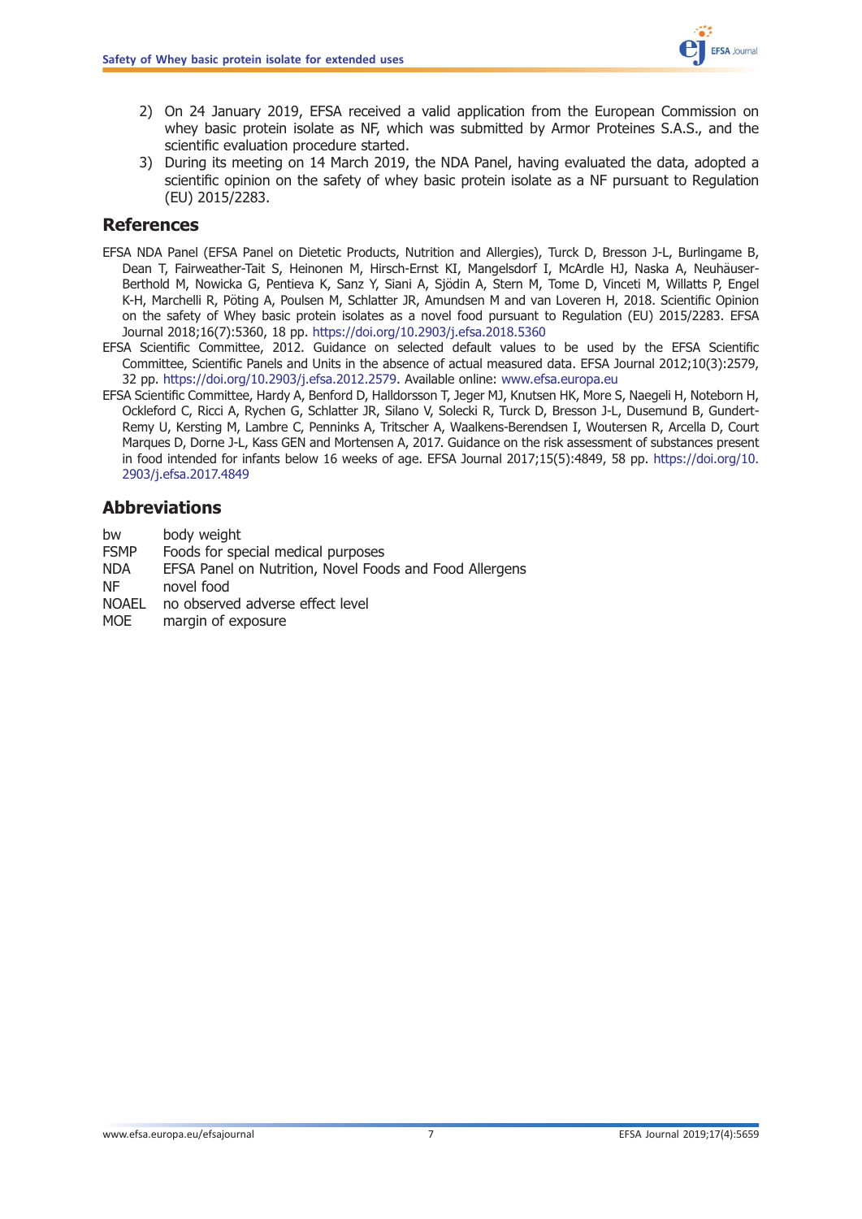2) On 24 January 2019, EFSA received a valid application from the European Commission on whey basic protein isolate as NF, which was submitted by Armor Proteines S.A.S., and the scientific evaluation procedure started.
3) During its meeting on 14 March 2019, the NDA Panel, having evaluated the data, adopted a scientific opinion on the safety of whey basic protein isolate as a NF pursuant to Regulation (EU) 2015/2283.

## References

EFSA NDA Panel (EFSA Panel on Dietetic Products, Nutrition and Allergies), Turck D, Bresson J-L, Burlingame B, Dean T, Fairweather-Tait S, Heinonen M, Hirsch-Ernst KI, Mangelsdorf I, McArdle HJ, Naska A, Neuhäuser-Berthold M, Nowicka G, Pentieva K, Sanz Y, Siani A, Sjödin A, Stern M, Tome D, Vinceti M, Willatts P, Engel K-H, Marchelli R, Pöting A, Poulsen M, Schlatter JR, Amundsen M and van Loveren H, 2018. Scientific Opinion on the safety of Whey basic protein isolates as a novel food pursuant to Regulation (EU) 2015/2283. EFSA Journal 2018;16(7):5360, 18 pp. https://doi.org/10.2903/j.efsa.2018.5360

EFSA Scientific Committee, 2012. Guidance on selected default values to be used by the EFSA Scientific Committee, Scientific Panels and Units in the absence of actual measured data. EFSA Journal 2012;10(3):2579, 32 pp. https://doi.org/10.2903/j.efsa.2012.2579. Available online: www.efsa.europa.eu

EFSA Scientific Committee, Hardy A, Benford D, Halldorsson T, Jeger MJ, Knutsen HK, More S, Naegeli H, Noteborn H, Ockleford C, Ricci A, Rychen G, Schlatter JR, Silano V, Solecki R, Turck D, Bresson J-L, Dusemund B, Gundert-Remy U, Kersting M, Lambre C, Penninks A, Tritscher A, Waalkens-Berendsen I, Woutersen R, Arcella D, Court Marques D, Dorne J-L, Kass GEN and Mortensen A, 2017. Guidance on the risk assessment of substances present in food intended for infants below 16 weeks of age. EFSA Journal 2017;15(5):4849, 58 pp. https://doi.org/10.2903/j.efsa.2017.4849

## Abbreviations

| | |
|---|---|
| bw | body weight |
| FSMP | Foods for special medical purposes |
| NDA | EFSA Panel on Nutrition, Novel Foods and Food Allergens |
| NF | novel food |
| NOAEL | no observed adverse effect level |
| MOE | margin of exposure |